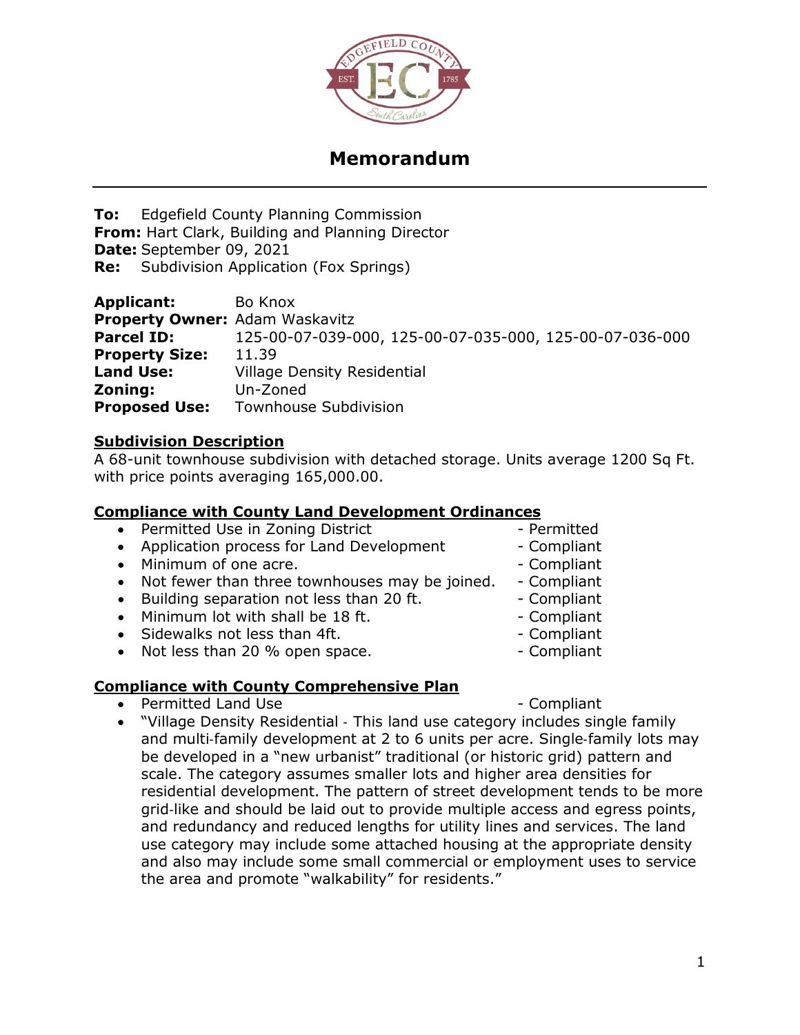# Memorandum

**To:** Edgefield County Planning Commission
**From:** Hart Clark, Building and Planning Director
**Date:** September 09, 2021
**Re:** Subdivision Application (Fox Springs)

**Applicant:** Bo Knox
**Property Owner:** Adam Waskavitz
**Parcel ID:** 125-00-07-039-000, 125-00-07-035-000, 125-00-07-036-000
**Property Size:** 11.39
**Land Use:** Village Density Residential
**Zoning:** Un-Zoned
**Proposed Use:** Townhouse Subdivision

**Subdivision Description**

A 68-unit townhouse subdivision with detached storage. Units average 1200 Sq Ft. with price points averaging 165,000.00.

**Compliance with County Land Development Ordinances**

- Permitted Use in Zoning District - Permitted
- Application process for Land Development - Compliant
- Minimum of one acre. - Compliant
- Not fewer than three townhouses may be joined. - Compliant
- Building separation not less than 20 ft. - Compliant
- Minimum lot with shall be 18 ft. - Compliant
- Sidewalks not less than 4ft. - Compliant
- Not less than 20 % open space. - Compliant

**Compliance with County Comprehensive Plan**

- Permitted Land Use - Compliant
- "Village Density Residential - This land use category includes single family and multi-family development at 2 to 6 units per acre. Single-family lots may be developed in a "new urbanist" traditional (or historic grid) pattern and scale. The category assumes smaller lots and higher area densities for residential development. The pattern of street development tends to be more grid-like and should be laid out to provide multiple access and egress points, and redundancy and reduced lengths for utility lines and services. The land use category may include some attached housing at the appropriate density and also may include some small commercial or employment uses to service the area and promote "walkability" for residents."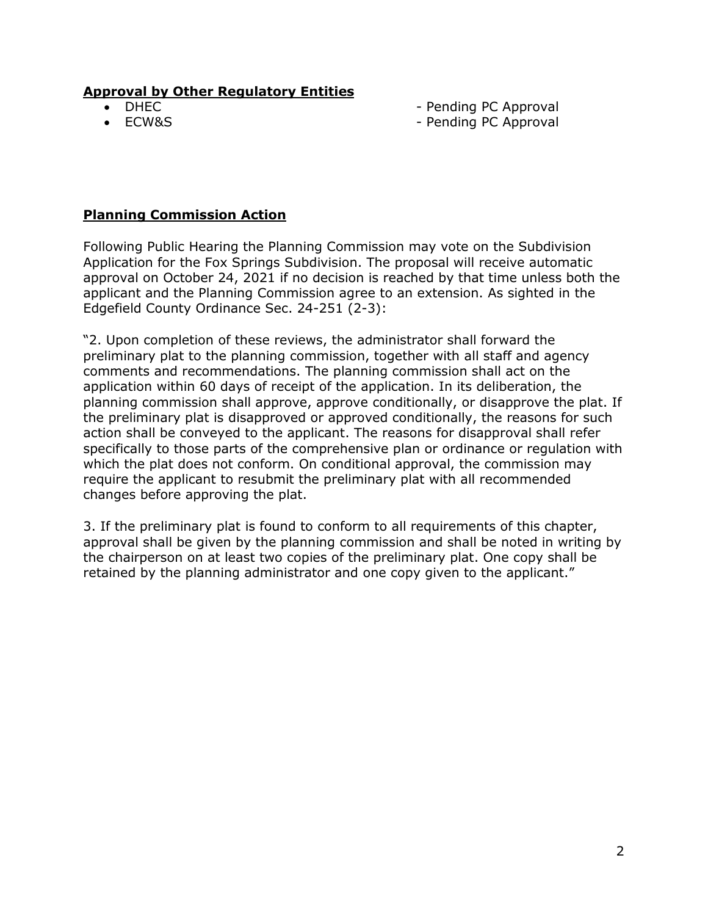**Approval by Other Regulatory Entities**

- DHEC - Pending PC Approval
- ECW&S - Pending PC Approval

**Planning Commission Action**

Following Public Hearing the Planning Commission may vote on the Subdivision Application for the Fox Springs Subdivision. The proposal will receive automatic approval on October 24, 2021 if no decision is reached by that time unless both the applicant and the Planning Commission agree to an extension. As sighted in the Edgefield County Ordinance Sec. 24-251 (2-3):

"2. Upon completion of these reviews, the administrator shall forward the preliminary plat to the planning commission, together with all staff and agency comments and recommendations. The planning commission shall act on the application within 60 days of receipt of the application. In its deliberation, the planning commission shall approve, approve conditionally, or disapprove the plat. If the preliminary plat is disapproved or approved conditionally, the reasons for such action shall be conveyed to the applicant. The reasons for disapproval shall refer specifically to those parts of the comprehensive plan or ordinance or regulation with which the plat does not conform. On conditional approval, the commission may require the applicant to resubmit the preliminary plat with all recommended changes before approving the plat.

3. If the preliminary plat is found to conform to all requirements of this chapter, approval shall be given by the planning commission and shall be noted in writing by the chairperson on at least two copies of the preliminary plat. One copy shall be retained by the planning administrator and one copy given to the applicant."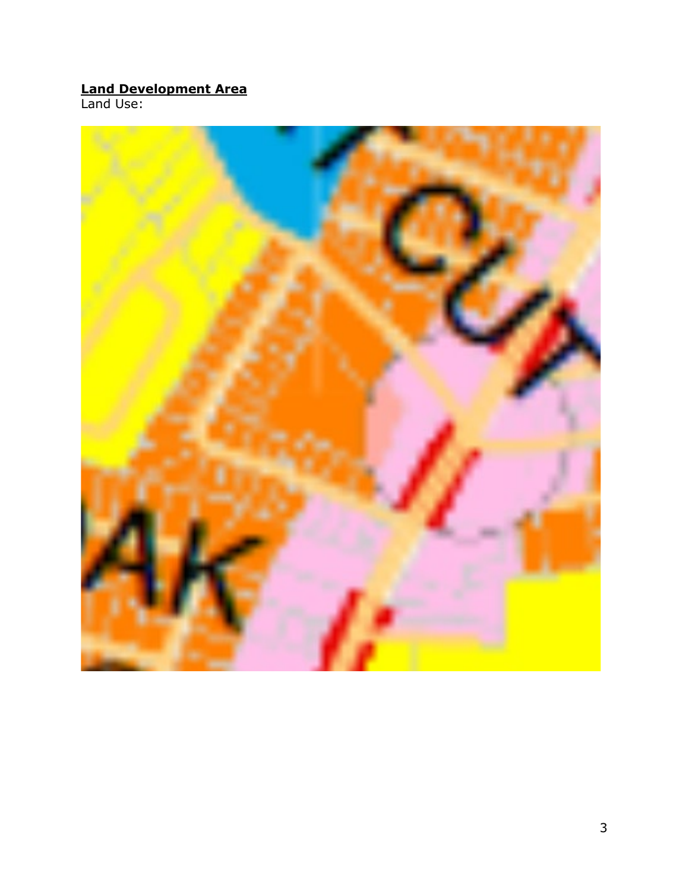**Land Development Area**

Land Use: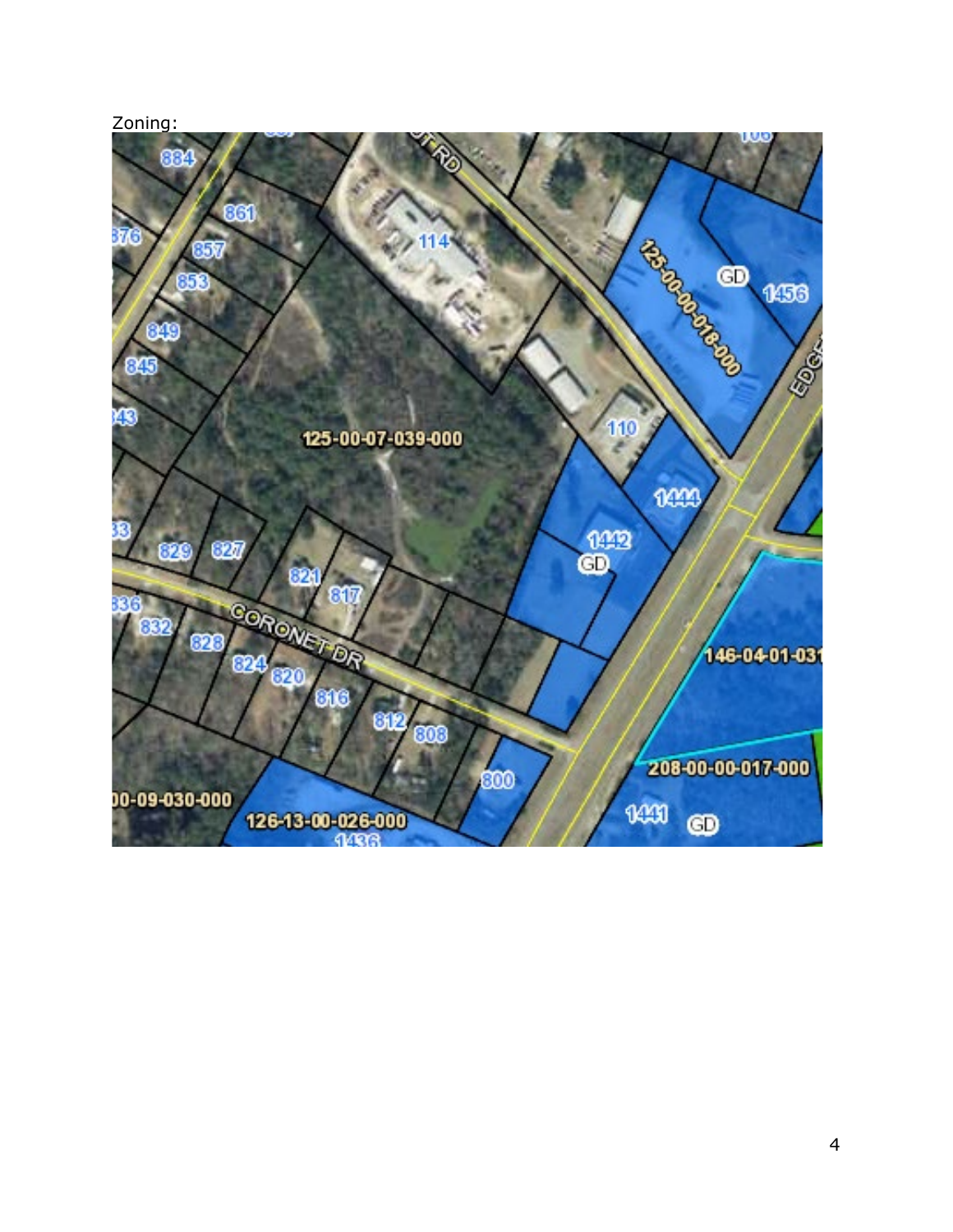Zoning: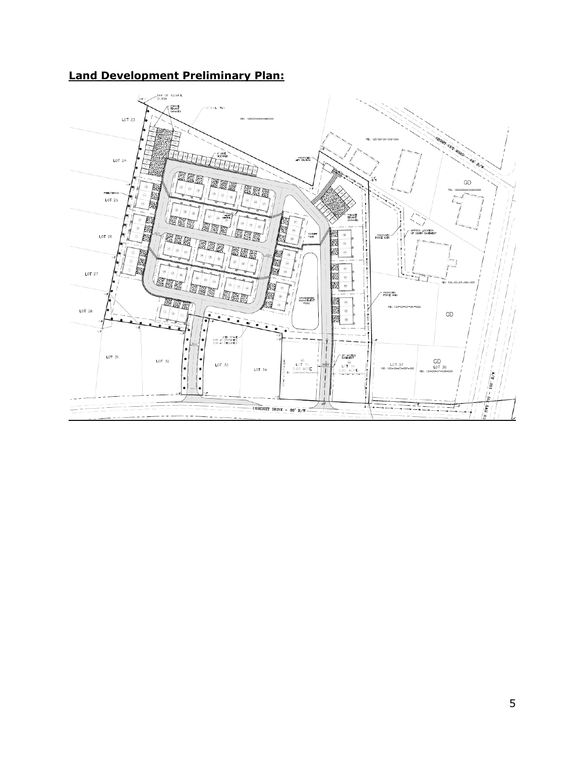## **Land Development Preliminary Plan:**